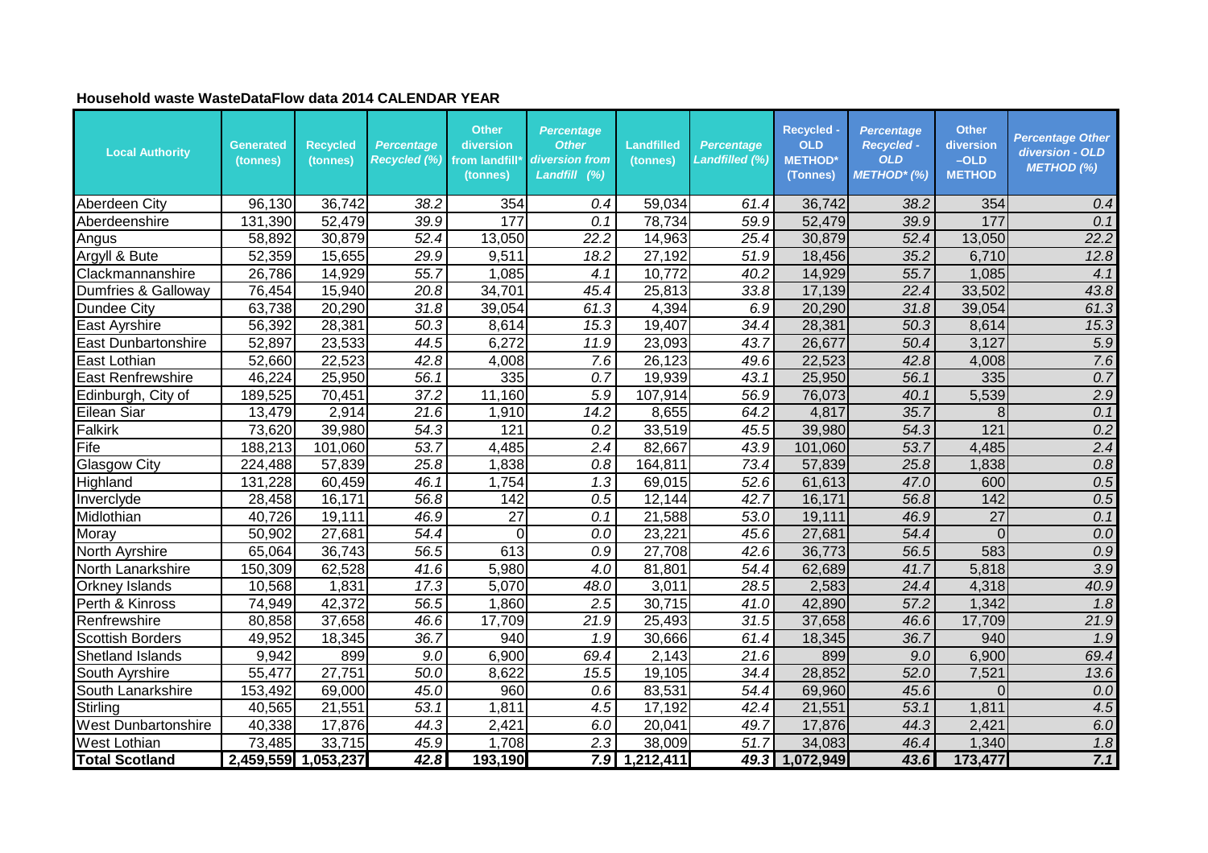**Household waste WasteDataFlow data 2014 CALENDAR YEAR**

| Local Authority | Generated (tonnes) | Recycled (tonnes) | *Percentage Recycled (%)* | Other diversion from landfill* (tonnes) | *Percentage Other diversion from Landfill (%)* | Landfilled (tonnes) | *Percentage Landfilled (%)* | Recycled - OLD METHOD* (Tonnes) | *Percentage Recycled - OLD METHOD* (%)* | Other diversion -OLD METHOD | *Percentage Other diversion - OLD METHOD (%)* |
|---|---|---|---|---|---|---|---|---|---|---|---|
| Aberdeen City | 96,130 | 36,742 | *38.2* | 354 | *0.4* | 59,034 | *61.4* | 36,742 | *38.2* | 354 | *0.4* |
| Aberdeenshire | 131,390 | 52,479 | *39.9* | 177 | *0.1* | 78,734 | *59.9* | 52,479 | *39.9* | 177 | *0.1* |
| Angus | 58,892 | 30,879 | *52.4* | 13,050 | *22.2* | 14,963 | *25.4* | 30,879 | *52.4* | 13,050 | *22.2* |
| Argyll & Bute | 52,359 | 15,655 | *29.9* | 9,511 | *18.2* | 27,192 | *51.9* | 18,456 | *35.2* | 6,710 | *12.8* |
| Clackmannanshire | 26,786 | 14,929 | *55.7* | 1,085 | *4.1* | 10,772 | *40.2* | 14,929 | *55.7* | 1,085 | *4.1* |
| Dumfries & Galloway | 76,454 | 15,940 | *20.8* | 34,701 | *45.4* | 25,813 | *33.8* | 17,139 | *22.4* | 33,502 | *43.8* |
| Dundee City | 63,738 | 20,290 | *31.8* | 39,054 | *61.3* | 4,394 | *6.9* | 20,290 | *31.8* | 39,054 | *61.3* |
| East Ayrshire | 56,392 | 28,381 | *50.3* | 8,614 | *15.3* | 19,407 | *34.4* | 28,381 | *50.3* | 8,614 | *15.3* |
| East Dunbartonshire | 52,897 | 23,533 | *44.5* | 6,272 | *11.9* | 23,093 | *43.7* | 26,677 | *50.4* | 3,127 | *5.9* |
| East Lothian | 52,660 | 22,523 | *42.8* | 4,008 | *7.6* | 26,123 | *49.6* | 22,523 | *42.8* | 4,008 | *7.6* |
| East Renfrewshire | 46,224 | 25,950 | *56.1* | 335 | *0.7* | 19,939 | *43.1* | 25,950 | *56.1* | 335 | *0.7* |
| Edinburgh, City of | 189,525 | 70,451 | *37.2* | 11,160 | *5.9* | 107,914 | *56.9* | 76,073 | *40.1* | 5,539 | *2.9* |
| Eilean Siar | 13,479 | 2,914 | *21.6* | 1,910 | *14.2* | 8,655 | *64.2* | 4,817 | *35.7* | 8 | *0.1* |
| Falkirk | 73,620 | 39,980 | *54.3* | 121 | *0.2* | 33,519 | *45.5* | 39,980 | *54.3* | 121 | *0.2* |
| Fife | 188,213 | 101,060 | *53.7* | 4,485 | *2.4* | 82,667 | *43.9* | 101,060 | *53.7* | 4,485 | *2.4* |
| Glasgow City | 224,488 | 57,839 | *25.8* | 1,838 | *0.8* | 164,811 | *73.4* | 57,839 | *25.8* | 1,838 | *0.8* |
| Highland | 131,228 | 60,459 | *46.1* | 1,754 | *1.3* | 69,015 | *52.6* | 61,613 | *47.0* | 600 | *0.5* |
| Inverclyde | 28,458 | 16,171 | *56.8* | 142 | *0.5* | 12,144 | *42.7* | 16,171 | *56.8* | 142 | *0.5* |
| Midlothian | 40,726 | 19,111 | *46.9* | 27 | *0.1* | 21,588 | *53.0* | 19,111 | *46.9* | 27 | *0.1* |
| Moray | 50,902 | 27,681 | *54.4* | 0 | *0.0* | 23,221 | *45.6* | 27,681 | *54.4* | 0 | *0.0* |
| North Ayrshire | 65,064 | 36,743 | *56.5* | 613 | *0.9* | 27,708 | *42.6* | 36,773 | *56.5* | 583 | *0.9* |
| North Lanarkshire | 150,309 | 62,528 | *41.6* | 5,980 | *4.0* | 81,801 | *54.4* | 62,689 | *41.7* | 5,818 | *3.9* |
| Orkney Islands | 10,568 | 1,831 | *17.3* | 5,070 | *48.0* | 3,011 | *28.5* | 2,583 | *24.4* | 4,318 | *40.9* |
| Perth & Kinross | 74,949 | 42,372 | *56.5* | 1,860 | *2.5* | 30,715 | *41.0* | 42,890 | *57.2* | 1,342 | *1.8* |
| Renfrewshire | 80,858 | 37,658 | *46.6* | 17,709 | *21.9* | 25,493 | *31.5* | 37,658 | *46.6* | 17,709 | *21.9* |
| Scottish Borders | 49,952 | 18,345 | *36.7* | 940 | *1.9* | 30,666 | *61.4* | 18,345 | *36.7* | 940 | *1.9* |
| Shetland Islands | 9,942 | 899 | *9.0* | 6,900 | *69.4* | 2,143 | *21.6* | 899 | *9.0* | 6,900 | *69.4* |
| South Ayrshire | 55,477 | 27,751 | *50.0* | 8,622 | *15.5* | 19,105 | *34.4* | 28,852 | *52.0* | 7,521 | *13.6* |
| South Lanarkshire | 153,492 | 69,000 | *45.0* | 960 | *0.6* | 83,531 | *54.4* | 69,960 | *45.6* | 0 | *0.0* |
| Stirling | 40,565 | 21,551 | *53.1* | 1,811 | *4.5* | 17,192 | *42.4* | 21,551 | *53.1* | 1,811 | *4.5* |
| West Dunbartonshire | 40,338 | 17,876 | *44.3* | 2,421 | *6.0* | 20,041 | *49.7* | 17,876 | *44.3* | 2,421 | *6.0* |
| West Lothian | 73,485 | 33,715 | *45.9* | 1,708 | *2.3* | 38,009 | *51.7* | 34,083 | *46.4* | 1,340 | *1.8* |
| **Total Scotland** | **2,459,559** | **1,053,237** | ***42.8*** | **193,190** | ***7.9*** | **1,212,411** | ***49.3*** | **1,072,949** | ***43.6*** | **173,477** | ***7.1*** |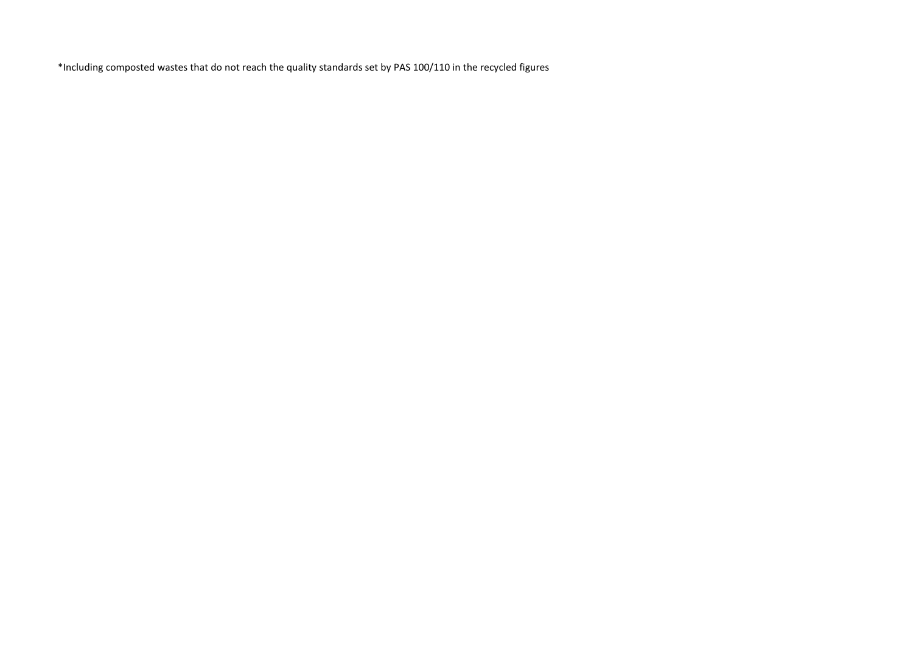*Including composted wastes that do not reach the quality standards set by PAS 100/110 in the recycled figures